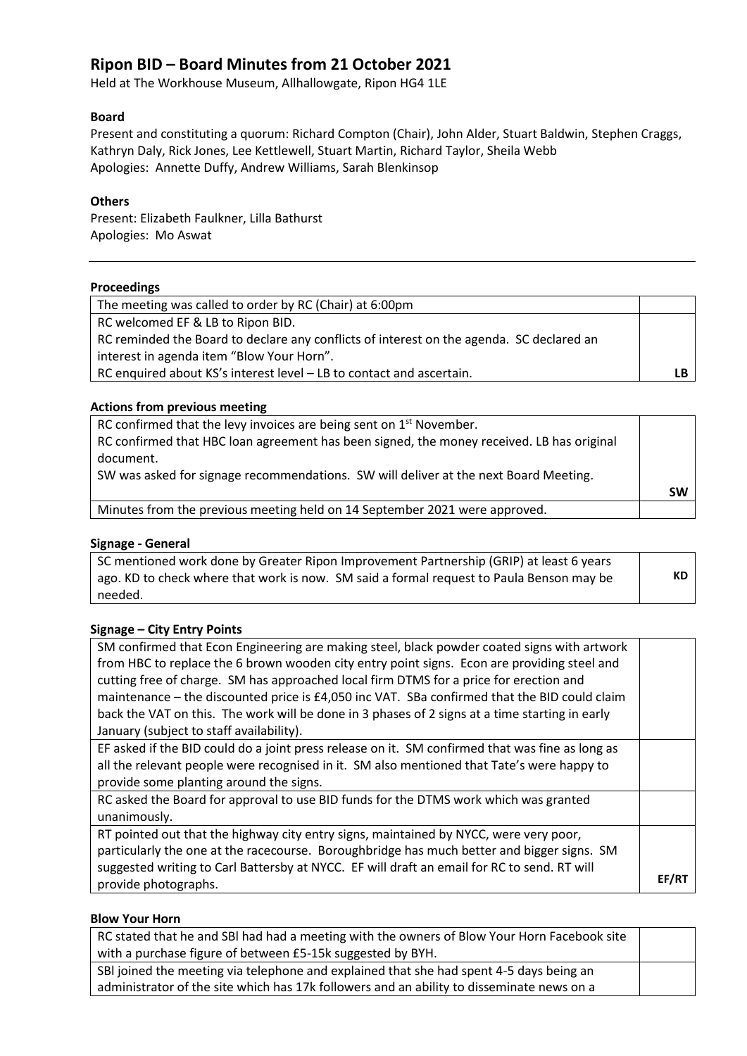# Ripon BID – Board Minutes from 21 October 2021

Held at The Workhouse Museum, Allhallowgate, Ripon HG4 1LE

### Board

Present and constituting a quorum: Richard Compton (Chair), John Alder, Stuart Baldwin, Stephen Craggs, Kathryn Daly, Rick Jones, Lee Kettlewell, Stuart Martin, Richard Taylor, Sheila Webb
Apologies: Annette Duffy, Andrew Williams, Sarah Blenkinsop

### Others

Present: Elizabeth Faulkner, Lilla Bathurst
Apologies: Mo Aswat

---

### Proceedings

| | |
|---|---|
| The meeting was called to order by RC (Chair) at 6:00pm | |
| RC welcomed EF & LB to Ripon BID.<br>RC reminded the Board to declare any conflicts of interest on the agenda. SC declared an interest in agenda item "Blow Your Horn".<br>RC enquired about KS's interest level – LB to contact and ascertain. | LB |

### Actions from previous meeting

| | |
|---|---|
| RC confirmed that the levy invoices are being sent on 1st November.<br>RC confirmed that HBC loan agreement has been signed, the money received. LB has original document.<br>SW was asked for signage recommendations. SW will deliver at the next Board Meeting. | SW |
| Minutes from the previous meeting held on 14 September 2021 were approved. | |

### Signage - General

| | |
|---|---|
| SC mentioned work done by Greater Ripon Improvement Partnership (GRIP) at least 6 years ago. KD to check where that work is now. SM said a formal request to Paula Benson may be needed. | KD |

### Signage – City Entry Points

| | |
|---|---|
| SM confirmed that Econ Engineering are making steel, black powder coated signs with artwork from HBC to replace the 6 brown wooden city entry point signs. Econ are providing steel and cutting free of charge. SM has approached local firm DTMS for a price for erection and maintenance – the discounted price is £4,050 inc VAT. SBa confirmed that the BID could claim back the VAT on this. The work will be done in 3 phases of 2 signs at a time starting in early January (subject to staff availability). | |
| EF asked if the BID could do a joint press release on it. SM confirmed that was fine as long as all the relevant people were recognised in it. SM also mentioned that Tate's were happy to provide some planting around the signs. | |
| RC asked the Board for approval to use BID funds for the DTMS work which was granted unanimously. | |
| RT pointed out that the highway city entry signs, maintained by NYCC, were very poor, particularly the one at the racecourse. Boroughbridge has much better and bigger signs. SM suggested writing to Carl Battersby at NYCC. EF will draft an email for RC to send. RT will provide photographs. | EF/RT |

### Blow Your Horn

| | |
|---|---|
| RC stated that he and SBl had had a meeting with the owners of Blow Your Horn Facebook site with a purchase figure of between £5-15k suggested by BYH. | |
| SBl joined the meeting via telephone and explained that she had spent 4-5 days being an administrator of the site which has 17k followers and an ability to disseminate news on a | |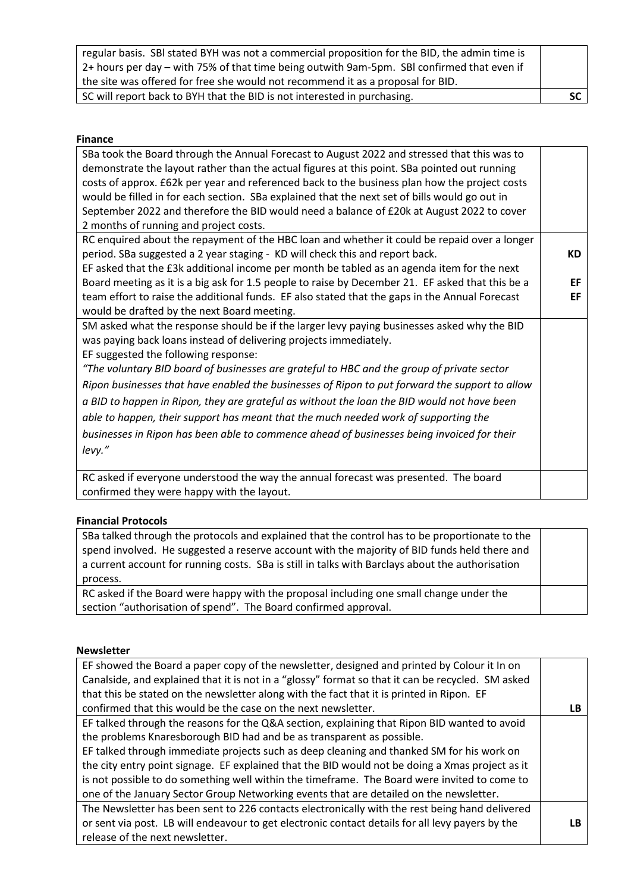| | |
|---|---|
| regular basis. SBl stated BYH was not a commercial proposition for the BID, the admin time is 2+ hours per day – with 75% of that time being outwith 9am-5pm. SBl confirmed that even if the site was offered for free she would not recommend it as a proposal for BID. | |
| SC will report back to BYH that the BID is not interested in purchasing. | **SC** |

**Finance**

| | |
|---|---|
| SBa took the Board through the Annual Forecast to August 2022 and stressed that this was to demonstrate the layout rather than the actual figures at this point. SBa pointed out running costs of approx. £62k per year and referenced back to the business plan how the project costs would be filled in for each section. SBa explained that the next set of bills would go out in September 2022 and therefore the BID would need a balance of £20k at August 2022 to cover 2 months of running and project costs. | |
| RC enquired about the repayment of the HBC loan and whether it could be repaid over a longer period. SBa suggested a 2 year staging - KD will check this and report back.<br>EF asked that the £3k additional income per month be tabled as an agenda item for the next Board meeting as it is a big ask for 1.5 people to raise by December 21. EF asked that this be a team effort to raise the additional funds. EF also stated that the gaps in the Annual Forecast would be drafted by the next Board meeting. | **KD**<br><br>**EF**<br>**EF** |
| SM asked what the response should be if the larger levy paying businesses asked why the BID was paying back loans instead of delivering projects immediately.<br>EF suggested the following response:<br>*"The voluntary BID board of businesses are grateful to HBC and the group of private sector Ripon businesses that have enabled the businesses of Ripon to put forward the support to allow a BID to happen in Ripon, they are grateful as without the loan the BID would not have been able to happen, their support has meant that the much needed work of supporting the businesses in Ripon has been able to commence ahead of businesses being invoiced for their levy."* | |
| RC asked if everyone understood the way the annual forecast was presented. The board confirmed they were happy with the layout. | |

**Financial Protocols**

| | |
|---|---|
| SBa talked through the protocols and explained that the control has to be proportionate to the spend involved. He suggested a reserve account with the majority of BID funds held there and a current account for running costs. SBa is still in talks with Barclays about the authorisation process. | |
| RC asked if the Board were happy with the proposal including one small change under the section "authorisation of spend". The Board confirmed approval. | |

**Newsletter**

| | |
|---|---|
| EF showed the Board a paper copy of the newsletter, designed and printed by Colour it In on Canalside, and explained that it is not in a "glossy" format so that it can be recycled. SM asked that this be stated on the newsletter along with the fact that it is printed in Ripon. EF confirmed that this would be the case on the next newsletter. | **LB** |
| EF talked through the reasons for the Q&A section, explaining that Ripon BID wanted to avoid the problems Knaresborough BID had and be as transparent as possible.<br>EF talked through immediate projects such as deep cleaning and thanked SM for his work on the city entry point signage. EF explained that the BID would not be doing a Xmas project as it is not possible to do something well within the timeframe. The Board were invited to come to one of the January Sector Group Networking events that are detailed on the newsletter. | |
| The Newsletter has been sent to 226 contacts electronically with the rest being hand delivered or sent via post. LB will endeavour to get electronic contact details for all levy payers by the release of the next newsletter. | **LB** |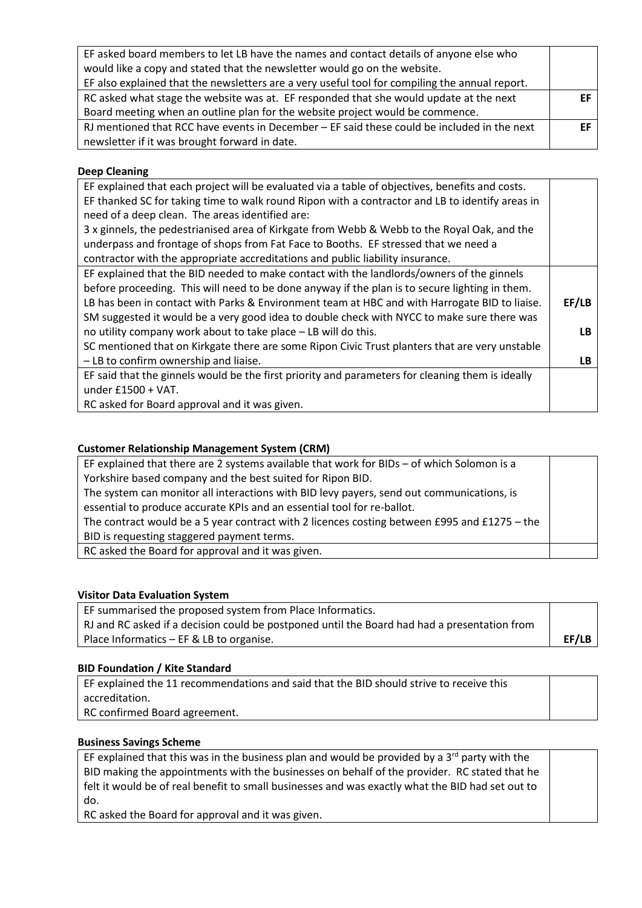| | |
|---|---|
| EF asked board members to let LB have the names and contact details of anyone else who would like a copy and stated that the newsletter would go on the website.<br>EF also explained that the newsletters are a very useful tool for compiling the annual report. | |
| RC asked what stage the website was at. EF responded that she would update at the next Board meeting when an outline plan for the website project would be commence. | **EF** |
| RJ mentioned that RCC have events in December – EF said these could be included in the next newsletter if it was brought forward in date. | **EF** |

**Deep Cleaning**

| | |
|---|---|
| EF explained that each project will be evaluated via a table of objectives, benefits and costs.<br>EF thanked SC for taking time to walk round Ripon with a contractor and LB to identify areas in need of a deep clean. The areas identified are:<br>3 x ginnels, the pedestrianised area of Kirkgate from Webb & Webb to the Royal Oak, and the underpass and frontage of shops from Fat Face to Booths. EF stressed that we need a contractor with the appropriate accreditations and public liability insurance. | |
| EF explained that the BID needed to make contact with the landlords/owners of the ginnels before proceeding. This will need to be done anyway if the plan is to secure lighting in them.<br>LB has been in contact with Parks & Environment team at HBC and with Harrogate BID to liaise.<br>SM suggested it would be a very good idea to double check with NYCC to make sure there was no utility company work about to take place – LB will do this.<br>SC mentioned that on Kirkgate there are some Ripon Civic Trust planters that are very unstable – LB to confirm ownership and liaise. | **EF/LB**<br><br>**LB**<br><br>**LB** |
| EF said that the ginnels would be the first priority and parameters for cleaning them is ideally under £1500 + VAT.<br>RC asked for Board approval and it was given. | |

**Customer Relationship Management System (CRM)**

| | |
|---|---|
| EF explained that there are 2 systems available that work for BIDs – of which Solomon is a Yorkshire based company and the best suited for Ripon BID.<br>The system can monitor all interactions with BID levy payers, send out communications, is essential to produce accurate KPIs and an essential tool for re-ballot.<br>The contract would be a 5 year contract with 2 licences costing between £995 and £1275 – the BID is requesting staggered payment terms. | |
| RC asked the Board for approval and it was given. | |

**Visitor Data Evaluation System**

| | |
|---|---|
| EF summarised the proposed system from Place Informatics.<br>RJ and RC asked if a decision could be postponed until the Board had had a presentation from Place Informatics – EF & LB to organise. | **EF/LB** |

**BID Foundation / Kite Standard**

| | |
|---|---|
| EF explained the 11 recommendations and said that the BID should strive to receive this accreditation.<br>RC confirmed Board agreement. | |

**Business Savings Scheme**

| | |
|---|---|
| EF explained that this was in the business plan and would be provided by a 3rd party with the BID making the appointments with the businesses on behalf of the provider. RC stated that he felt it would be of real benefit to small businesses and was exactly what the BID had set out to do.<br>RC asked the Board for approval and it was given. | |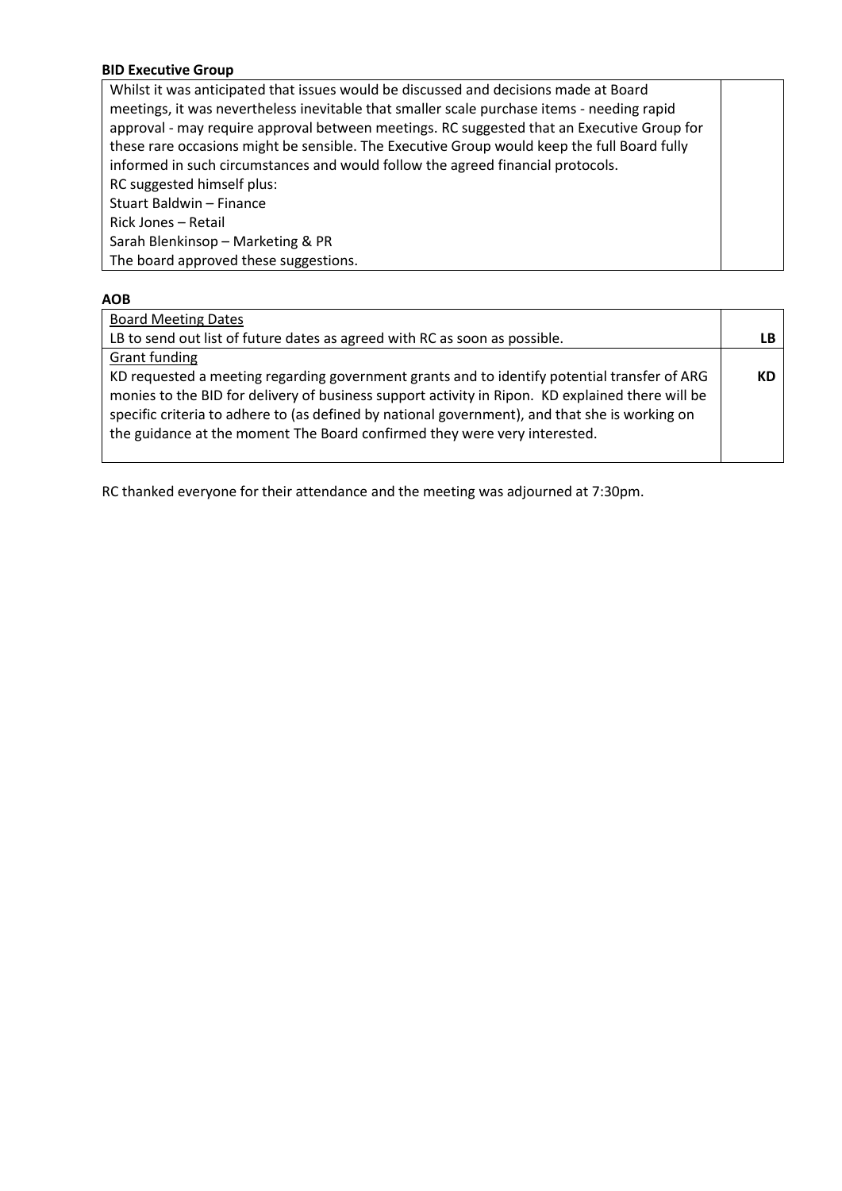**BID Executive Group**

| | |
|---|---|
| Whilst it was anticipated that issues would be discussed and decisions made at Board meetings, it was nevertheless inevitable that smaller scale purchase items - needing rapid approval - may require approval between meetings. RC suggested that an Executive Group for these rare occasions might be sensible. The Executive Group would keep the full Board fully informed in such circumstances and would follow the agreed financial protocols.<br>RC suggested himself plus:<br>Stuart Baldwin – Finance<br>Rick Jones – Retail<br>Sarah Blenkinsop – Marketing & PR<br>The board approved these suggestions. | |

**AOB**

| | |
|---|---|
| <u>Board Meeting Dates</u><br>LB to send out list of future dates as agreed with RC as soon as possible. | **LB** |
| <u>Grant funding</u><br>KD requested a meeting regarding government grants and to identify potential transfer of ARG monies to the BID for delivery of business support activity in Ripon. KD explained there will be specific criteria to adhere to (as defined by national government), and that she is working on the guidance at the moment The Board confirmed they were very interested. | **KD** |

RC thanked everyone for their attendance and the meeting was adjourned at 7:30pm.